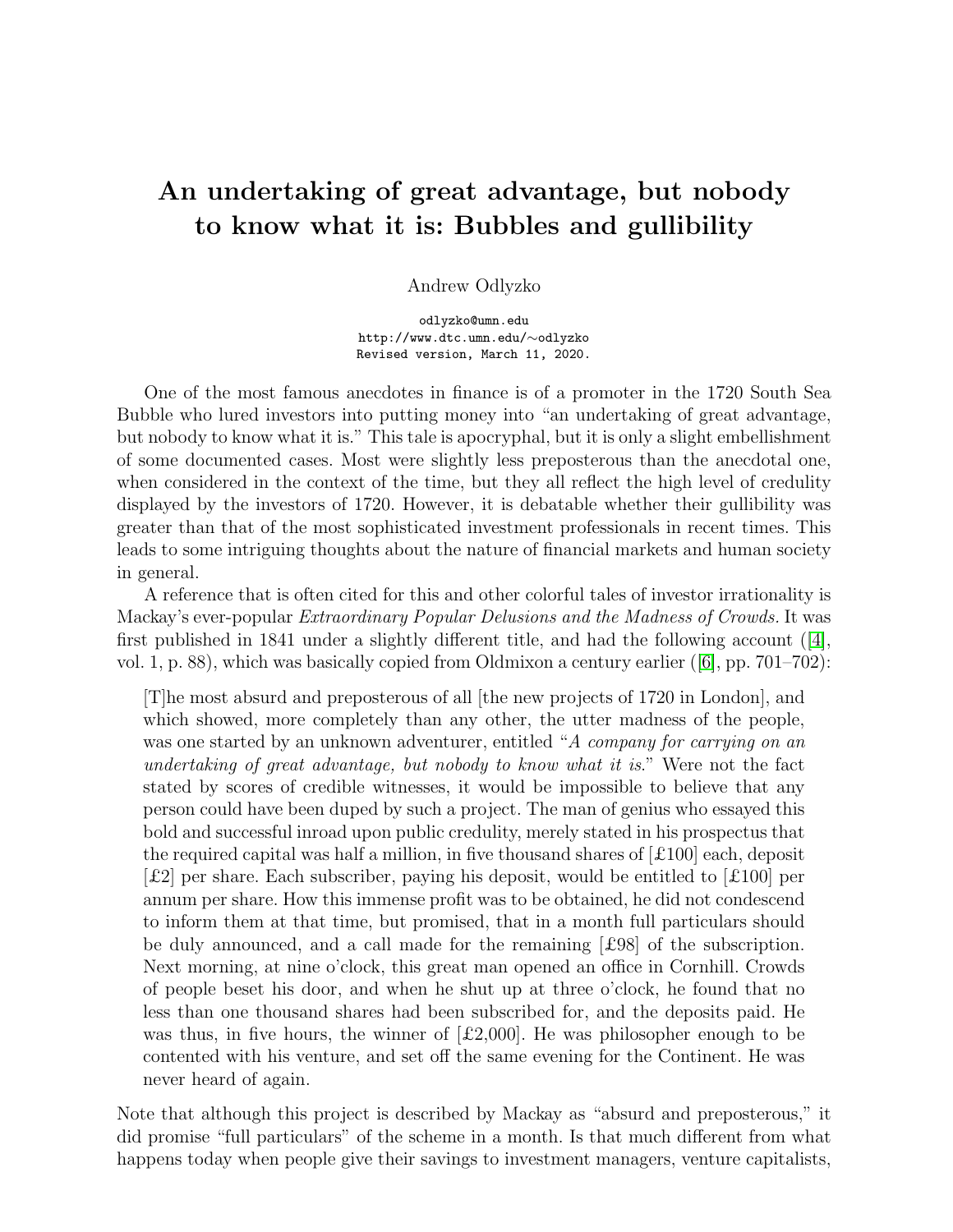# An undertaking of great advantage, but nobody to know what it is: Bubbles and gullibility

Andrew Odlyzko

odlyzko@umn.edu
http://www.dtc.umn.edu/∼odlyzko
Revised version, March 11, 2020.

One of the most famous anecdotes in finance is of a promoter in the 1720 South Sea Bubble who lured investors into putting money into "an undertaking of great advantage, but nobody to know what it is." This tale is apocryphal, but it is only a slight embellishment of some documented cases. Most were slightly less preposterous than the anecdotal one, when considered in the context of the time, but they all reflect the high level of credulity displayed by the investors of 1720. However, it is debatable whether their gullibility was greater than that of the most sophisticated investment professionals in recent times. This leads to some intriguing thoughts about the nature of financial markets and human society in general.

A reference that is often cited for this and other colorful tales of investor irrationality is Mackay's ever-popular *Extraordinary Popular Delusions and the Madness of Crowds.* It was first published in 1841 under a slightly different title, and had the following account ([4], vol. 1, p. 88), which was basically copied from Oldmixon a century earlier ([6], pp. 701–702):

> [T]he most absurd and preposterous of all [the new projects of 1720 in London], and which showed, more completely than any other, the utter madness of the people, was one started by an unknown adventurer, entitled "*A company for carrying on an undertaking of great advantage, but nobody to know what it is.*" Were not the fact stated by scores of credible witnesses, it would be impossible to believe that any person could have been duped by such a project. The man of genius who essayed this bold and successful inroad upon public credulity, merely stated in his prospectus that the required capital was half a million, in five thousand shares of [£100] each, deposit [£2] per share. Each subscriber, paying his deposit, would be entitled to [£100] per annum per share. How this immense profit was to be obtained, he did not condescend to inform them at that time, but promised, that in a month full particulars should be duly announced, and a call made for the remaining [£98] of the subscription. Next morning, at nine o'clock, this great man opened an office in Cornhill. Crowds of people beset his door, and when he shut up at three o'clock, he found that no less than one thousand shares had been subscribed for, and the deposits paid. He was thus, in five hours, the winner of [£2,000]. He was philosopher enough to be contented with his venture, and set off the same evening for the Continent. He was never heard of again.

Note that although this project is described by Mackay as "absurd and preposterous," it did promise "full particulars" of the scheme in a month. Is that much different from what happens today when people give their savings to investment managers, venture capitalists,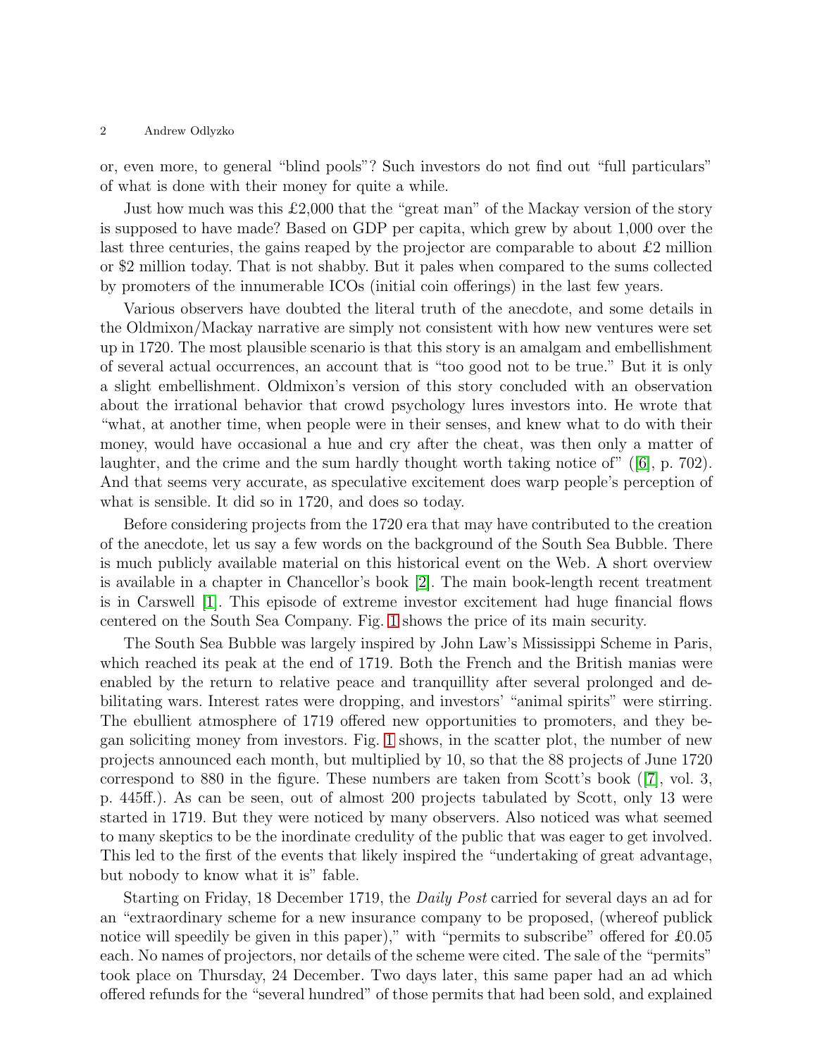or, even more, to general "blind pools"? Such investors do not find out "full particulars" of what is done with their money for quite a while.

Just how much was this £2,000 that the "great man" of the Mackay version of the story is supposed to have made? Based on GDP per capita, which grew by about 1,000 over the last three centuries, the gains reaped by the projector are comparable to about £2 million or $2 million today. That is not shabby. But it pales when compared to the sums collected by promoters of the innumerable ICOs (initial coin offerings) in the last few years.

Various observers have doubted the literal truth of the anecdote, and some details in the Oldmixon/Mackay narrative are simply not consistent with how new ventures were set up in 1720. The most plausible scenario is that this story is an amalgam and embellishment of several actual occurrences, an account that is "too good not to be true." But it is only a slight embellishment. Oldmixon's version of this story concluded with an observation about the irrational behavior that crowd psychology lures investors into. He wrote that "what, at another time, when people were in their senses, and knew what to do with their money, would have occasional a hue and cry after the cheat, was then only a matter of laughter, and the crime and the sum hardly thought worth taking notice of" ([6], p. 702). And that seems very accurate, as speculative excitement does warp people's perception of what is sensible. It did so in 1720, and does so today.

Before considering projects from the 1720 era that may have contributed to the creation of the anecdote, let us say a few words on the background of the South Sea Bubble. There is much publicly available material on this historical event on the Web. A short overview is available in a chapter in Chancellor's book [2]. The main book-length recent treatment is in Carswell [1]. This episode of extreme investor excitement had huge financial flows centered on the South Sea Company. Fig. 1 shows the price of its main security.

The South Sea Bubble was largely inspired by John Law's Mississippi Scheme in Paris, which reached its peak at the end of 1719. Both the French and the British manias were enabled by the return to relative peace and tranquillity after several prolonged and debilitating wars. Interest rates were dropping, and investors' "animal spirits" were stirring. The ebullient atmosphere of 1719 offered new opportunities to promoters, and they began soliciting money from investors. Fig. 1 shows, in the scatter plot, the number of new projects announced each month, but multiplied by 10, so that the 88 projects of June 1720 correspond to 880 in the figure. These numbers are taken from Scott's book ([7], vol. 3, p. 445ff.). As can be seen, out of almost 200 projects tabulated by Scott, only 13 were started in 1719. But they were noticed by many observers. Also noticed was what seemed to many skeptics to be the inordinate credulity of the public that was eager to get involved. This led to the first of the events that likely inspired the "undertaking of great advantage, but nobody to know what it is" fable.

Starting on Friday, 18 December 1719, the *Daily Post* carried for several days an ad for an "extraordinary scheme for a new insurance company to be proposed, (whereof publick notice will speedily be given in this paper)," with "permits to subscribe" offered for £0.05 each. No names of projectors, nor details of the scheme were cited. The sale of the "permits" took place on Thursday, 24 December. Two days later, this same paper had an ad which offered refunds for the "several hundred" of those permits that had been sold, and explained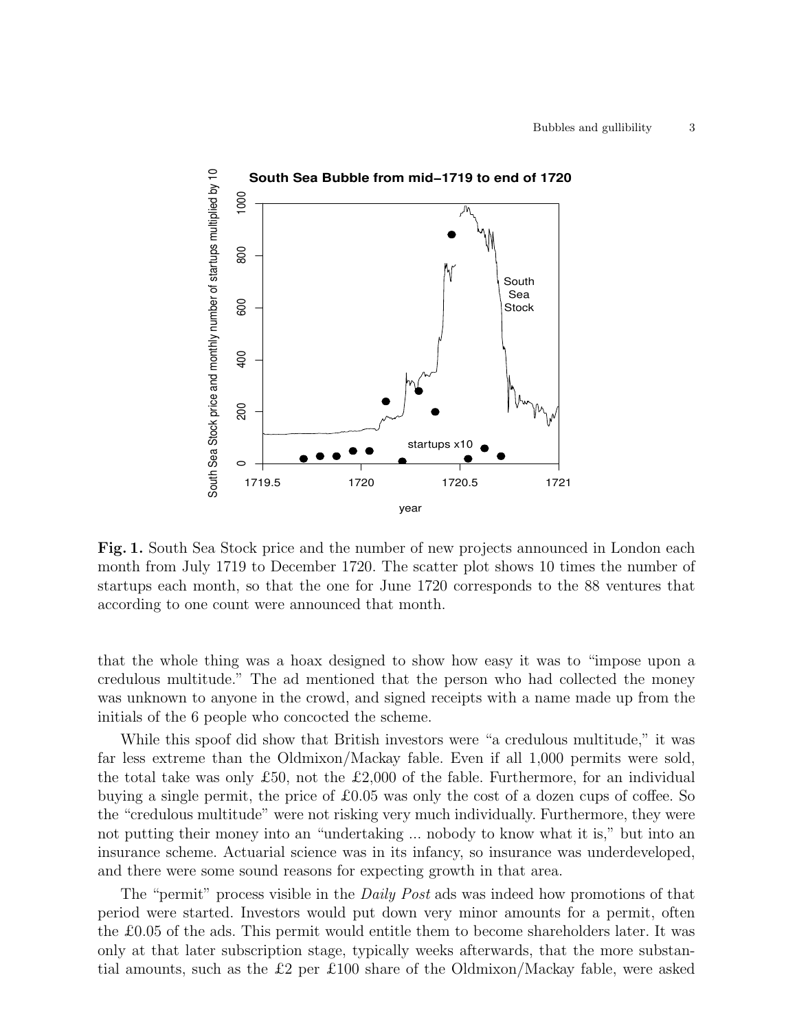**Fig. 1.** South Sea Stock price and the number of new projects announced in London each month from July 1719 to December 1720. The scatter plot shows 10 times the number of startups each month, so that the one for June 1720 corresponds to the 88 ventures that according to one count were announced that month.

that the whole thing was a hoax designed to show how easy it was to "impose upon a credulous multitude." The ad mentioned that the person who had collected the money was unknown to anyone in the crowd, and signed receipts with a name made up from the initials of the 6 people who concocted the scheme.

While this spoof did show that British investors were "a credulous multitude," it was far less extreme than the Oldmixon/Mackay fable. Even if all 1,000 permits were sold, the total take was only £50, not the £2,000 of the fable. Furthermore, for an individual buying a single permit, the price of £0.05 was only the cost of a dozen cups of coffee. So the "credulous multitude" were not risking very much individually. Furthermore, they were not putting their money into an "undertaking ... nobody to know what it is," but into an insurance scheme. Actuarial science was in its infancy, so insurance was underdeveloped, and there were some sound reasons for expecting growth in that area.

The "permit" process visible in the *Daily Post* ads was indeed how promotions of that period were started. Investors would put down very minor amounts for a permit, often the £0.05 of the ads. This permit would entitle them to become shareholders later. It was only at that later subscription stage, typically weeks afterwards, that the more substantial amounts, such as the £2 per £100 share of the Oldmixon/Mackay fable, were asked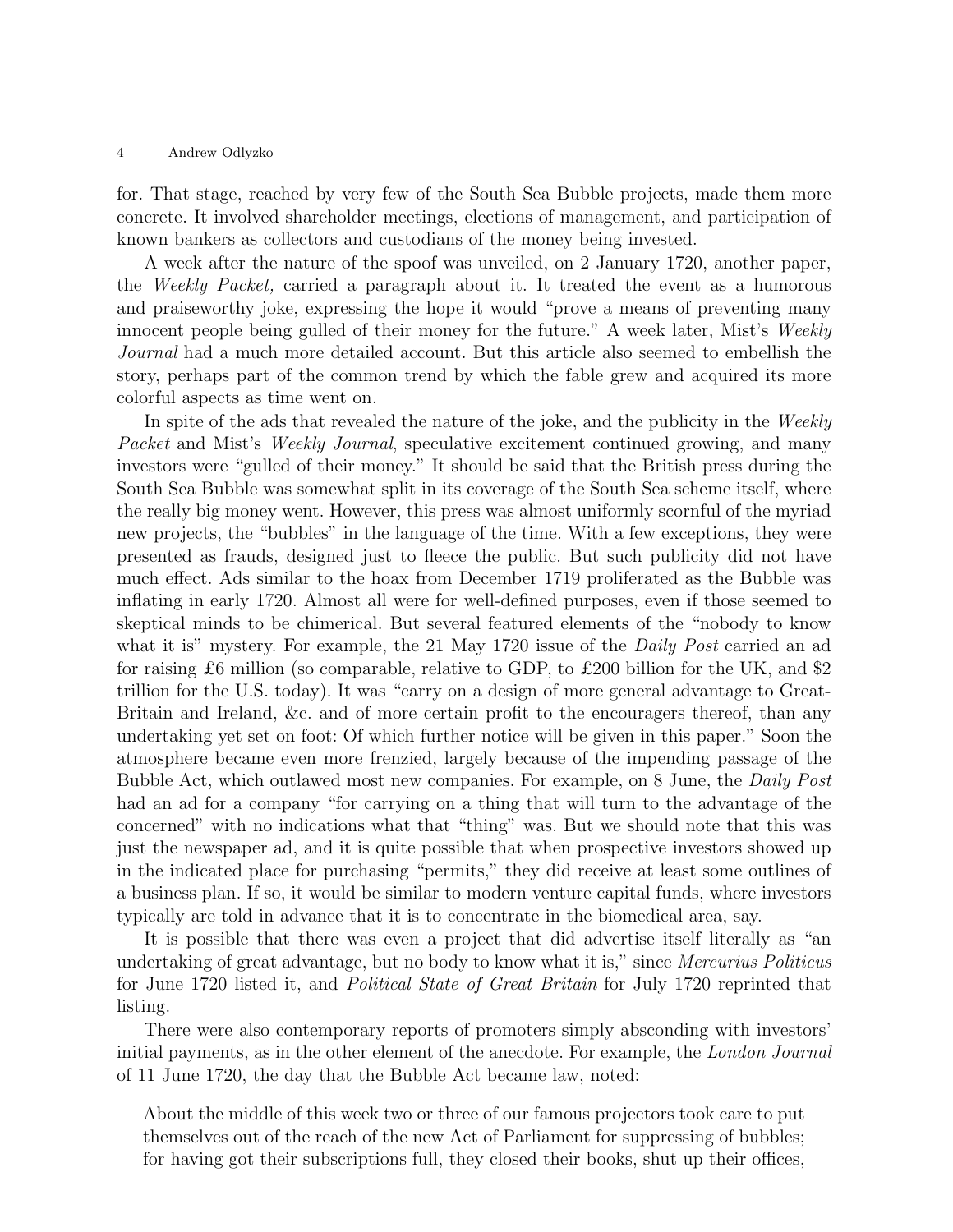for. That stage, reached by very few of the South Sea Bubble projects, made them more concrete. It involved shareholder meetings, elections of management, and participation of known bankers as collectors and custodians of the money being invested.

A week after the nature of the spoof was unveiled, on 2 January 1720, another paper, the *Weekly Packet,* carried a paragraph about it. It treated the event as a humorous and praiseworthy joke, expressing the hope it would "prove a means of preventing many innocent people being gulled of their money for the future." A week later, Mist's *Weekly Journal* had a much more detailed account. But this article also seemed to embellish the story, perhaps part of the common trend by which the fable grew and acquired its more colorful aspects as time went on.

In spite of the ads that revealed the nature of the joke, and the publicity in the *Weekly Packet* and Mist's *Weekly Journal*, speculative excitement continued growing, and many investors were "gulled of their money." It should be said that the British press during the South Sea Bubble was somewhat split in its coverage of the South Sea scheme itself, where the really big money went. However, this press was almost uniformly scornful of the myriad new projects, the "bubbles" in the language of the time. With a few exceptions, they were presented as frauds, designed just to fleece the public. But such publicity did not have much effect. Ads similar to the hoax from December 1719 proliferated as the Bubble was inflating in early 1720. Almost all were for well-defined purposes, even if those seemed to skeptical minds to be chimerical. But several featured elements of the "nobody to know what it is" mystery. For example, the 21 May 1720 issue of the *Daily Post* carried an ad for raising £6 million (so comparable, relative to GDP, to £200 billion for the UK, and $2 trillion for the U.S. today). It was "carry on a design of more general advantage to Great-Britain and Ireland, &c. and of more certain profit to the encouragers thereof, than any undertaking yet set on foot: Of which further notice will be given in this paper." Soon the atmosphere became even more frenzied, largely because of the impending passage of the Bubble Act, which outlawed most new companies. For example, on 8 June, the *Daily Post* had an ad for a company "for carrying on a thing that will turn to the advantage of the concerned" with no indications what that "thing" was. But we should note that this was just the newspaper ad, and it is quite possible that when prospective investors showed up in the indicated place for purchasing "permits," they did receive at least some outlines of a business plan. If so, it would be similar to modern venture capital funds, where investors typically are told in advance that it is to concentrate in the biomedical area, say.

It is possible that there was even a project that did advertise itself literally as "an undertaking of great advantage, but no body to know what it is," since *Mercurius Politicus* for June 1720 listed it, and *Political State of Great Britain* for July 1720 reprinted that listing.

There were also contemporary reports of promoters simply absconding with investors' initial payments, as in the other element of the anecdote. For example, the *London Journal* of 11 June 1720, the day that the Bubble Act became law, noted:

> About the middle of this week two or three of our famous projectors took care to put themselves out of the reach of the new Act of Parliament for suppressing of bubbles; for having got their subscriptions full, they closed their books, shut up their offices,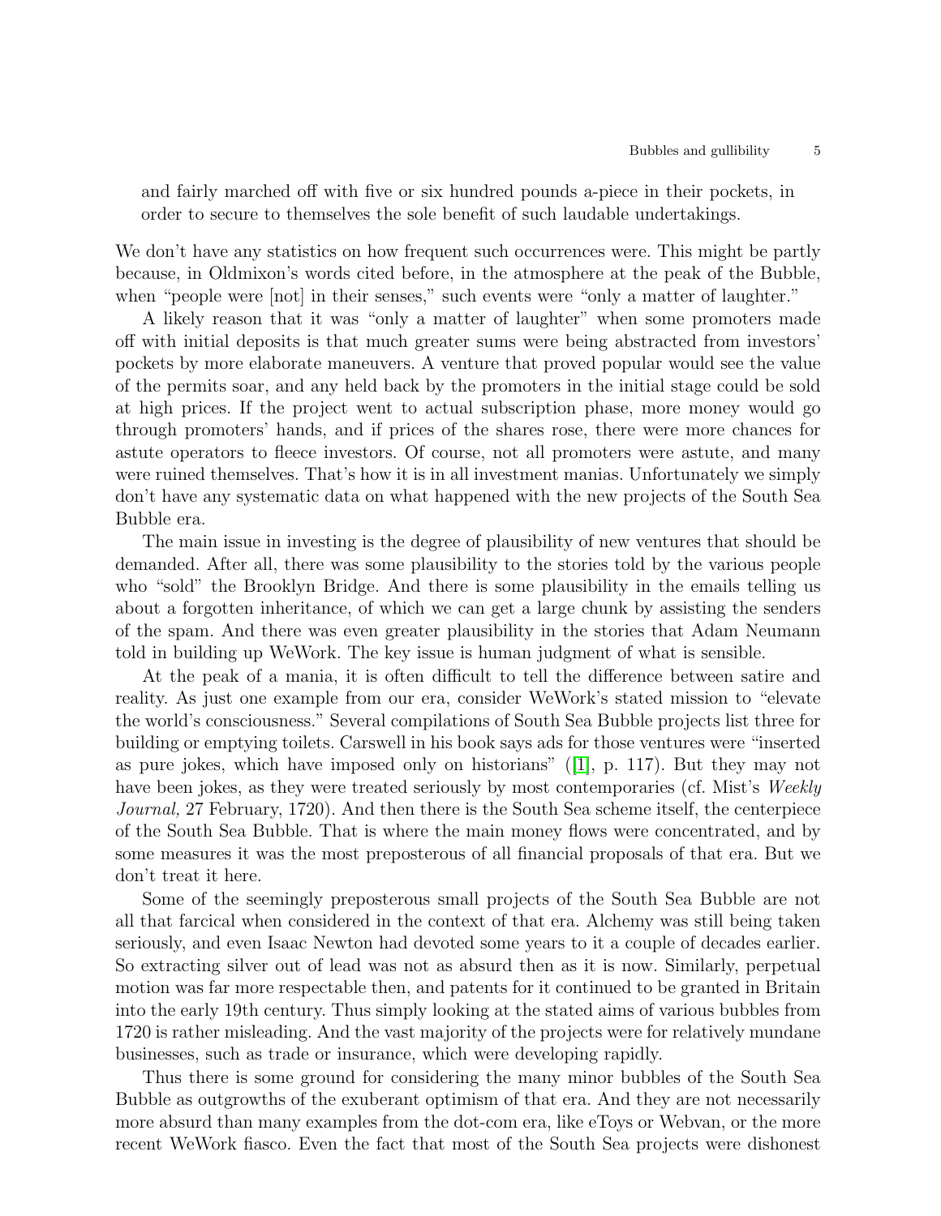> and fairly marched off with five or six hundred pounds a-piece in their pockets, in order to secure to themselves the sole benefit of such laudable undertakings.

We don't have any statistics on how frequent such occurrences were. This might be partly because, in Oldmixon's words cited before, in the atmosphere at the peak of the Bubble, when "people were [not] in their senses," such events were "only a matter of laughter."

A likely reason that it was "only a matter of laughter" when some promoters made off with initial deposits is that much greater sums were being abstracted from investors' pockets by more elaborate maneuvers. A venture that proved popular would see the value of the permits soar, and any held back by the promoters in the initial stage could be sold at high prices. If the project went to actual subscription phase, more money would go through promoters' hands, and if prices of the shares rose, there were more chances for astute operators to fleece investors. Of course, not all promoters were astute, and many were ruined themselves. That's how it is in all investment manias. Unfortunately we simply don't have any systematic data on what happened with the new projects of the South Sea Bubble era.

The main issue in investing is the degree of plausibility of new ventures that should be demanded. After all, there was some plausibility to the stories told by the various people who "sold" the Brooklyn Bridge. And there is some plausibility in the emails telling us about a forgotten inheritance, of which we can get a large chunk by assisting the senders of the spam. And there was even greater plausibility in the stories that Adam Neumann told in building up WeWork. The key issue is human judgment of what is sensible.

At the peak of a mania, it is often difficult to tell the difference between satire and reality. As just one example from our era, consider WeWork's stated mission to "elevate the world's consciousness." Several compilations of South Sea Bubble projects list three for building or emptying toilets. Carswell in his book says ads for those ventures were "inserted as pure jokes, which have imposed only on historians" ([1], p. 117). But they may not have been jokes, as they were treated seriously by most contemporaries (cf. Mist's *Weekly Journal,* 27 February, 1720). And then there is the South Sea scheme itself, the centerpiece of the South Sea Bubble. That is where the main money flows were concentrated, and by some measures it was the most preposterous of all financial proposals of that era. But we don't treat it here.

Some of the seemingly preposterous small projects of the South Sea Bubble are not all that farcical when considered in the context of that era. Alchemy was still being taken seriously, and even Isaac Newton had devoted some years to it a couple of decades earlier. So extracting silver out of lead was not as absurd then as it is now. Similarly, perpetual motion was far more respectable then, and patents for it continued to be granted in Britain into the early 19th century. Thus simply looking at the stated aims of various bubbles from 1720 is rather misleading. And the vast majority of the projects were for relatively mundane businesses, such as trade or insurance, which were developing rapidly.

Thus there is some ground for considering the many minor bubbles of the South Sea Bubble as outgrowths of the exuberant optimism of that era. And they are not necessarily more absurd than many examples from the dot-com era, like eToys or Webvan, or the more recent WeWork fiasco. Even the fact that most of the South Sea projects were dishonest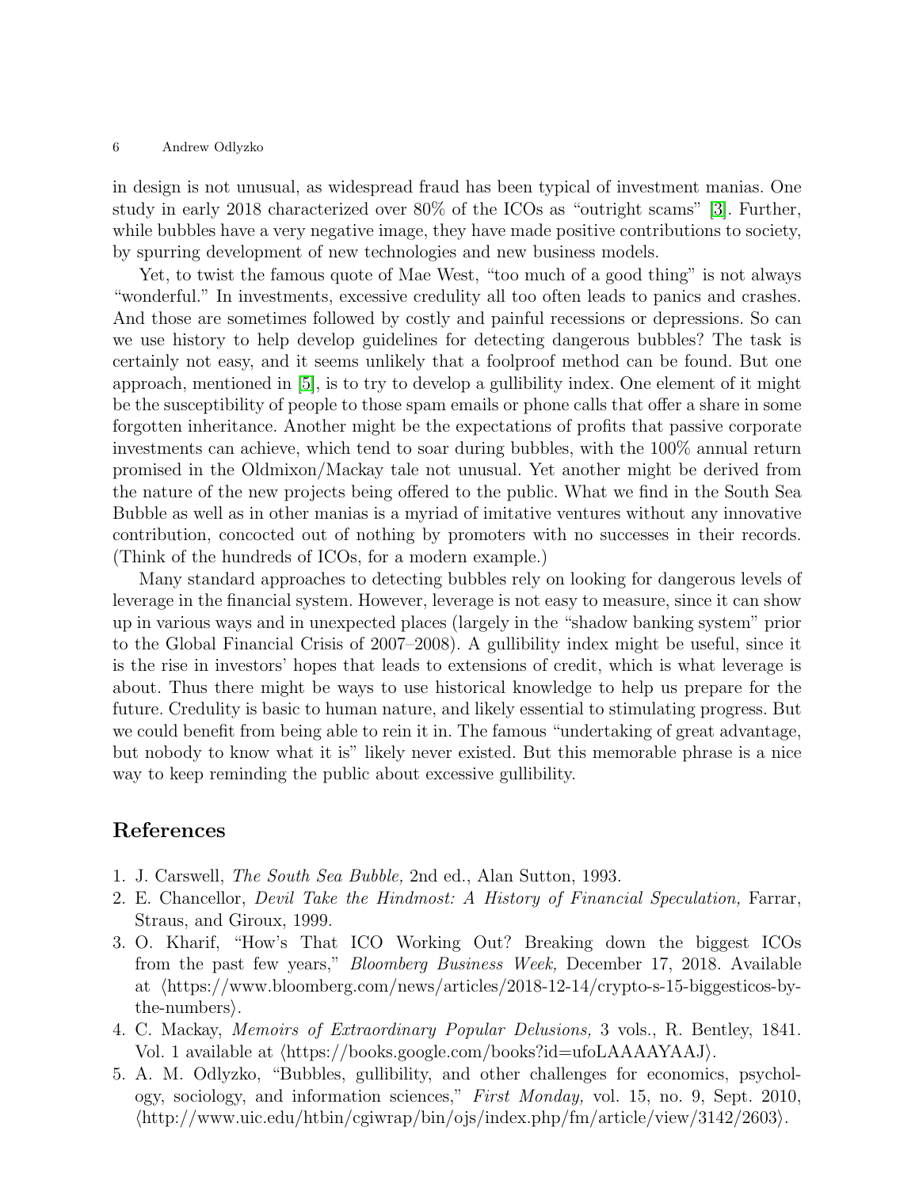in design is not unusual, as widespread fraud has been typical of investment manias. One study in early 2018 characterized over 80% of the ICOs as "outright scams" [3]. Further, while bubbles have a very negative image, they have made positive contributions to society, by spurring development of new technologies and new business models.

Yet, to twist the famous quote of Mae West, "too much of a good thing" is not always "wonderful." In investments, excessive credulity all too often leads to panics and crashes. And those are sometimes followed by costly and painful recessions or depressions. So can we use history to help develop guidelines for detecting dangerous bubbles? The task is certainly not easy, and it seems unlikely that a foolproof method can be found. But one approach, mentioned in [5], is to try to develop a gullibility index. One element of it might be the susceptibility of people to those spam emails or phone calls that offer a share in some forgotten inheritance. Another might be the expectations of profits that passive corporate investments can achieve, which tend to soar during bubbles, with the 100% annual return promised in the Oldmixon/Mackay tale not unusual. Yet another might be derived from the nature of the new projects being offered to the public. What we find in the South Sea Bubble as well as in other manias is a myriad of imitative ventures without any innovative contribution, concocted out of nothing by promoters with no successes in their records. (Think of the hundreds of ICOs, for a modern example.)

Many standard approaches to detecting bubbles rely on looking for dangerous levels of leverage in the financial system. However, leverage is not easy to measure, since it can show up in various ways and in unexpected places (largely in the "shadow banking system" prior to the Global Financial Crisis of 2007–2008). A gullibility index might be useful, since it is the rise in investors' hopes that leads to extensions of credit, which is what leverage is about. Thus there might be ways to use historical knowledge to help us prepare for the future. Credulity is basic to human nature, and likely essential to stimulating progress. But we could benefit from being able to rein it in. The famous "undertaking of great advantage, but nobody to know what it is" likely never existed. But this memorable phrase is a nice way to keep reminding the public about excessive gullibility.

## References

1. J. Carswell, *The South Sea Bubble,* 2nd ed., Alan Sutton, 1993.
2. E. Chancellor, *Devil Take the Hindmost: A History of Financial Speculation,* Farrar, Straus, and Giroux, 1999.
3. O. Kharif, "How's That ICO Working Out? Breaking down the biggest ICOs from the past few years," *Bloomberg Business Week,* December 17, 2018. Available at ⟨https://www.bloomberg.com/news/articles/2018-12-14/crypto-s-15-biggesticos-by-the-numbers⟩.
4. C. Mackay, *Memoirs of Extraordinary Popular Delusions,* 3 vols., R. Bentley, 1841. Vol. 1 available at ⟨https://books.google.com/books?id=ufoLAAAAYAAJ⟩.
5. A. M. Odlyzko, "Bubbles, gullibility, and other challenges for economics, psychology, sociology, and information sciences," *First Monday,* vol. 15, no. 9, Sept. 2010, ⟨http://www.uic.edu/htbin/cgiwrap/bin/ojs/index.php/fm/article/view/3142/2603⟩.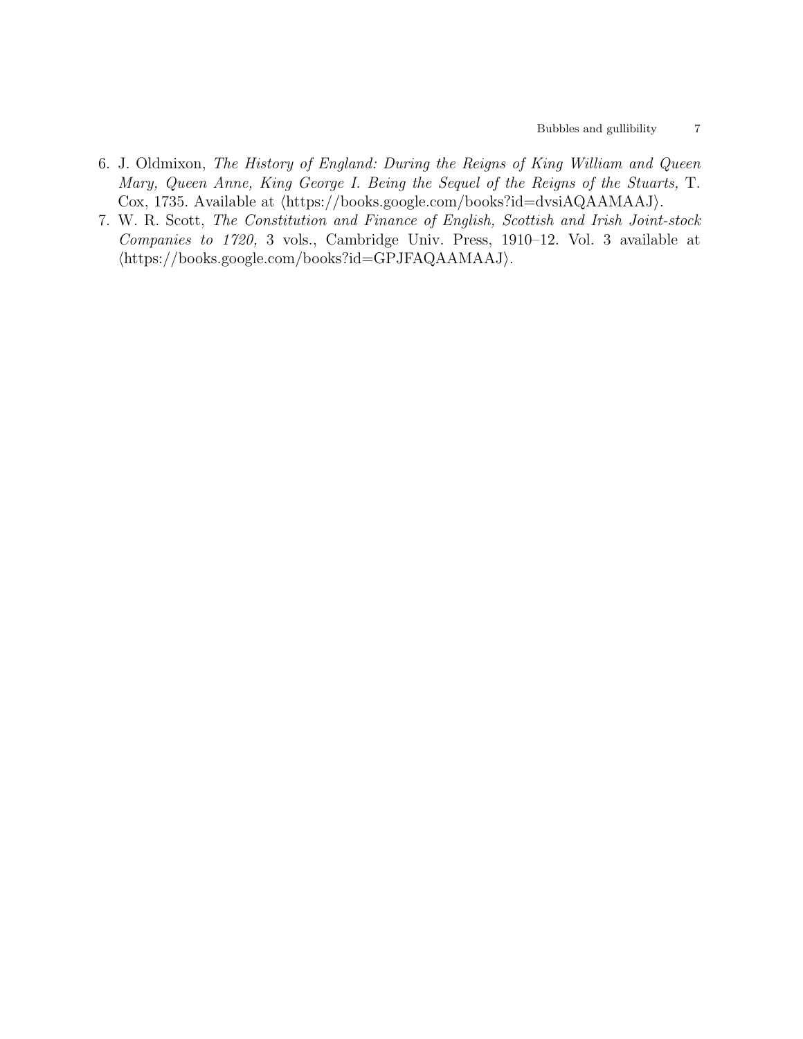6. J. Oldmixon, *The History of England: During the Reigns of King William and Queen Mary, Queen Anne, King George I. Being the Sequel of the Reigns of the Stuarts,* T. Cox, 1735. Available at ⟨https://books.google.com/books?id=dvsiAQAAMAAJ⟩.
7. W. R. Scott, *The Constitution and Finance of English, Scottish and Irish Joint-stock Companies to 1720,* 3 vols., Cambridge Univ. Press, 1910–12. Vol. 3 available at ⟨https://books.google.com/books?id=GPJFAQAAMAAJ⟩.